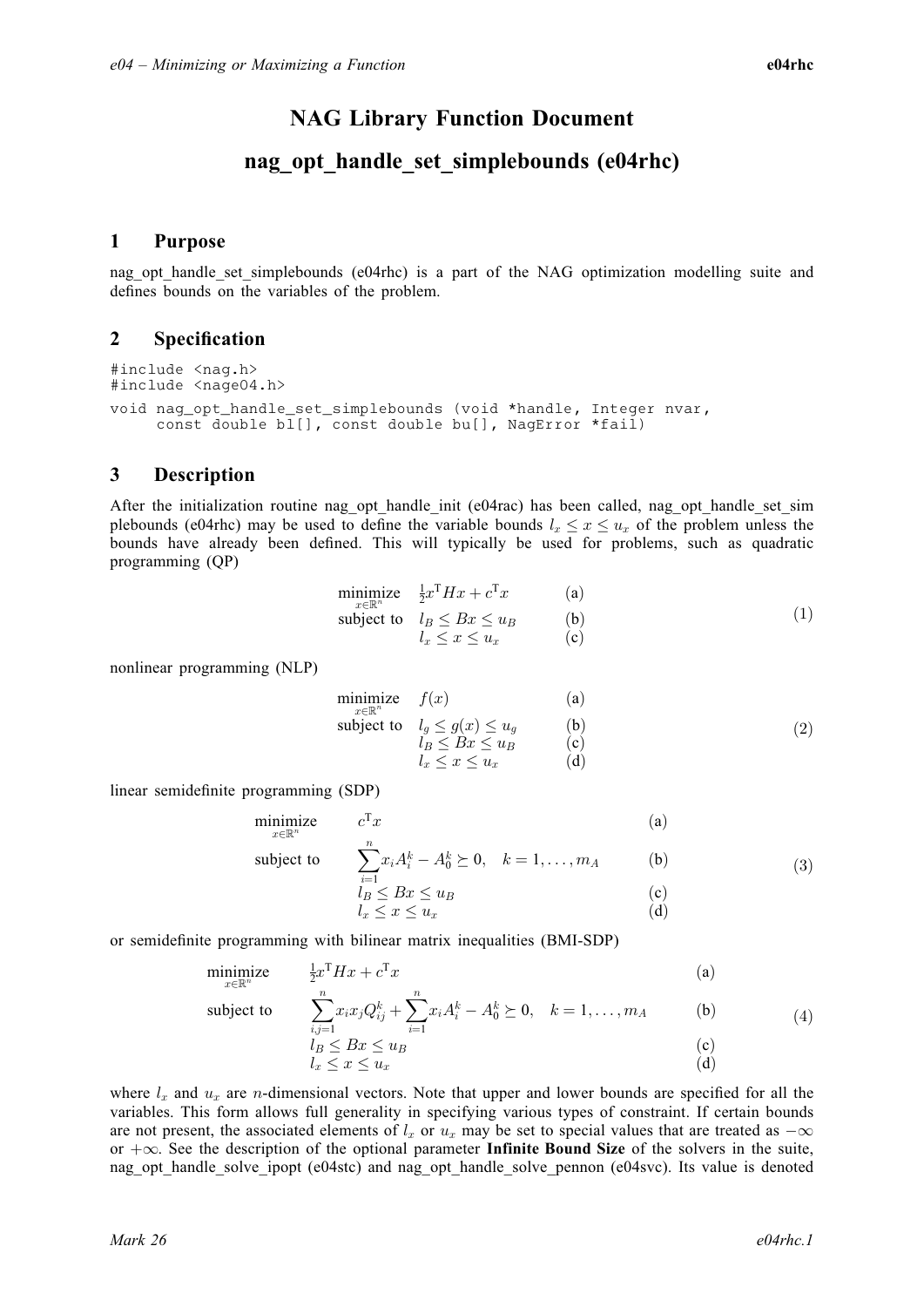# NAG Library Function Document

# nag_opt_handle_set_simplebounds (e04rhc)

## 1 Purpose

nag_opt_handle_set_simplebounds (e04rhc) is a part of the NAG optimization modelling suite and defines bounds on the variables of the problem.

## 2 Specification

```
#include <nag.h>
#include <nage04.h>
void nag_opt_handle_set_simplebounds (void *handle, Integer nvar,
     const double bl[], const double bu[], NagError *fail)
```

## 3 Description

After the initialization routine nag_opt_handle_init (e04rac) has been called, nag_opt_handle_set_simplebounds (e04rhc) may be used to define the variable bounds $l_x \leq x \leq u_x$ of the problem unless the bounds have already been defined. This will typically be used for problems, such as quadratic programming (QP)

$$
\begin{array}{lll}
\underset{x \in \mathbb{R}^n}{\text{minimize}} & \frac{1}{2}x^{\mathrm{T}}Hx + c^{\mathrm{T}}x & \text{(a)} \\
\text{subject to} & l_B \leq Bx \leq u_B & \text{(b)} \\
 & l_x \leq x \leq u_x & \text{(c)}
\end{array} \tag{1}
$$

nonlinear programming (NLP)

$$
\begin{array}{lll}
\underset{x \in \mathbb{R}^n}{\text{minimize}} & f(x) & \text{(a)} \\
\text{subject to} & l_g \leq g(x) \leq u_g & \text{(b)} \\
 & l_B \leq Bx \leq u_B & \text{(c)} \\
 & l_x \leq x \leq u_x & \text{(d)}
\end{array} \tag{2}
$$

linear semidefinite programming (SDP)

$$
\begin{array}{lll}
\underset{x \in \mathbb{R}^n}{\text{minimize}} & c^{\mathrm{T}}x & \text{(a)} \\
\text{subject to} & \displaystyle\sum_{i=1}^{n} x_i A_i^k - A_0^k \succeq 0, \quad k = 1, \ldots, m_A & \text{(b)} \\
 & l_B \leq Bx \leq u_B & \text{(c)} \\
 & l_x \leq x \leq u_x & \text{(d)}
\end{array} \tag{3}
$$

or semidefinite programming with bilinear matrix inequalities (BMI-SDP)

$$
\begin{array}{lll}
\underset{x \in \mathbb{R}^n}{\text{minimize}} & \frac{1}{2}x^{\mathrm{T}}Hx + c^{\mathrm{T}}x & \text{(a)} \\
\text{subject to} & \displaystyle\sum_{i,j=1}^{n} x_i x_j Q_{ij}^k + \sum_{i=1}^{n} x_i A_i^k - A_0^k \succeq 0, \quad k = 1, \ldots, m_A & \text{(b)} \\
 & l_B \leq Bx \leq u_B & \text{(c)} \\
 & l_x \leq x \leq u_x & \text{(d)}
\end{array} \tag{4}
$$

where $l_x$ and $u_x$ are $n$-dimensional vectors. Note that upper and lower bounds are specified for all the variables. This form allows full generality in specifying various types of constraint. If certain bounds are not present, the associated elements of $l_x$ or $u_x$ may be set to special values that are treated as $-\infty$ or $+\infty$. See the description of the optional parameter **Infinite Bound Size** of the solvers in the suite, nag_opt_handle_solve_ipopt (e04stc) and nag_opt_handle_solve_pennon (e04svc). Its value is denoted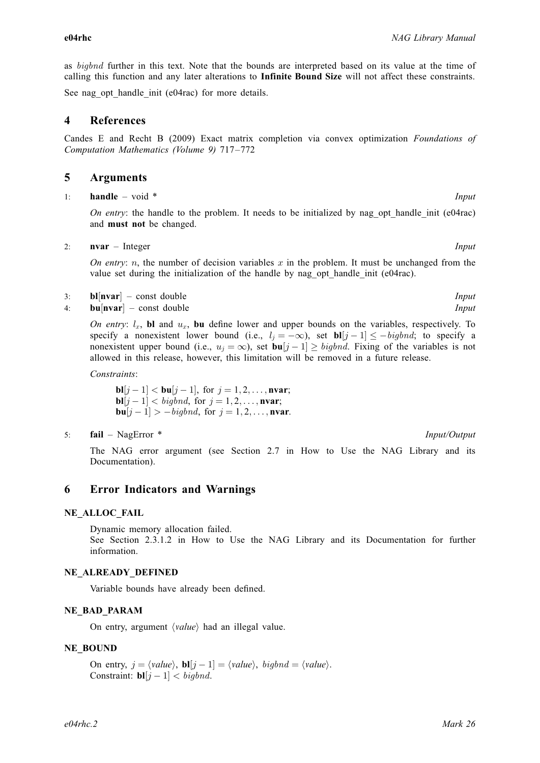as *bigbnd* further in this text. Note that the bounds are interpreted based on its value at the time of calling this function and any later alterations to **Infinite Bound Size** will not affect these constraints.

See nag_opt_handle_init (e04rac) for more details.

## 4 References

Candes E and Recht B (2009) Exact matrix completion via convex optimization *Foundations of Computation Mathematics (Volume 9)* 717–772

## 5 Arguments

1: **handle** – void * *Input*

*On entry*: the handle to the problem. It needs to be initialized by nag_opt_handle_init (e04rac) and **must not** be changed.

2: **nvar** – Integer *Input*

*On entry*: $n$, the number of decision variables $x$ in the problem. It must be unchanged from the value set during the initialization of the handle by nag_opt_handle_init (e04rac).

3: **bl**[**nvar**] – const double *Input*

4: **bu**[**nvar**] – const double *Input*

*On entry*: $l_x$, **bl** and $u_x$, **bu** define lower and upper bounds on the variables, respectively. To specify a nonexistent lower bound (i.e., $l_j = -\infty$), set $\mathbf{bl}[j-1] \leq -bigbnd$; to specify a nonexistent upper bound (i.e., $u_j = \infty$), set $\mathbf{bu}[j-1] \geq bigbnd$. Fixing of the variables is not allowed in this release, however, this limitation will be removed in a future release.

*Constraints*:

$\mathbf{bl}[j-1] < \mathbf{bu}[j-1]$, for $j = 1, 2, \ldots, \mathbf{nvar}$;
$\mathbf{bl}[j-1] < bigbnd$, for $j = 1, 2, \ldots, \mathbf{nvar}$;
$\mathbf{bu}[j-1] > -bigbnd$, for $j = 1, 2, \ldots, \mathbf{nvar}$.

5: **fail** – NagError * *Input/Output*

The NAG error argument (see Section 2.7 in How to Use the NAG Library and its Documentation).

## 6 Error Indicators and Warnings

### NE_ALLOC_FAIL

Dynamic memory allocation failed.
See Section 2.3.1.2 in How to Use the NAG Library and its Documentation for further information.

### NE_ALREADY_DEFINED

Variable bounds have already been defined.

### NE_BAD_PARAM

On entry, argument ⟨*value*⟩ had an illegal value.

### NE_BOUND

On entry, $j = \langle value \rangle$, $\mathbf{bl}[j-1] = \langle value \rangle$, $bigbnd = \langle value \rangle$.
Constraint: $\mathbf{bl}[j-1] < bigbnd$.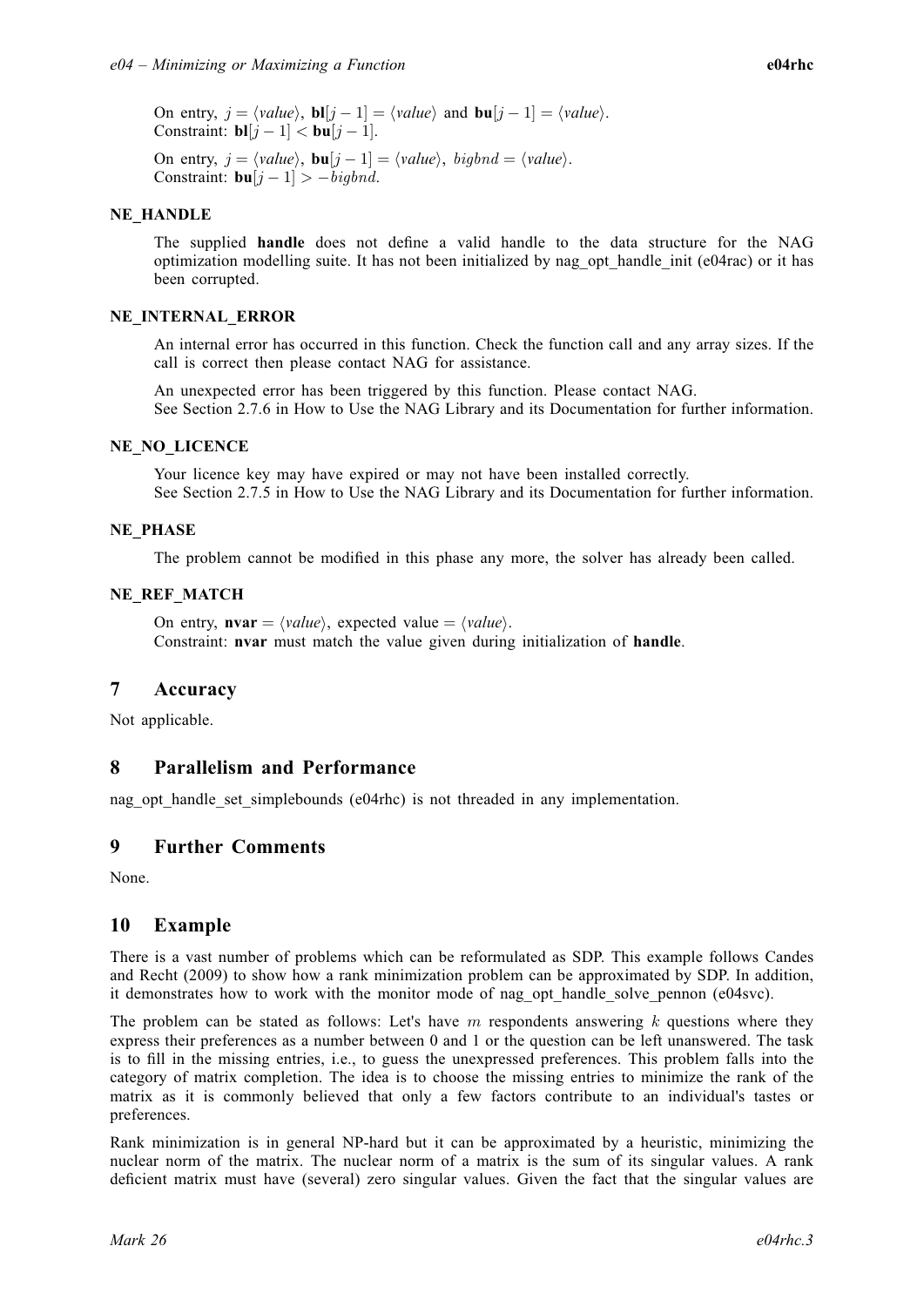On entry, $j = \langle value \rangle$, $\mathbf{bl}[j-1] = \langle value \rangle$ and $\mathbf{bu}[j-1] = \langle value \rangle$.
Constraint: $\mathbf{bl}[j-1] < \mathbf{bu}[j-1]$.

On entry, $j = \langle value \rangle$, $\mathbf{bu}[j-1] = \langle value \rangle$, $bigbnd = \langle value \rangle$.
Constraint: $\mathbf{bu}[j-1] > -bigbnd$.

**NE_HANDLE**

The supplied **handle** does not define a valid handle to the data structure for the NAG optimization modelling suite. It has not been initialized by nag_opt_handle_init (e04rac) or it has been corrupted.

**NE_INTERNAL_ERROR**

An internal error has occurred in this function. Check the function call and any array sizes. If the call is correct then please contact NAG for assistance.

An unexpected error has been triggered by this function. Please contact NAG.
See Section 2.7.6 in How to Use the NAG Library and its Documentation for further information.

**NE_NO_LICENCE**

Your licence key may have expired or may not have been installed correctly.
See Section 2.7.5 in How to Use the NAG Library and its Documentation for further information.

**NE_PHASE**

The problem cannot be modified in this phase any more, the solver has already been called.

**NE_REF_MATCH**

On entry, $\mathbf{nvar} = \langle value \rangle$, expected value $= \langle value \rangle$.
Constraint: **nvar** must match the value given during initialization of **handle**.

## 7 Accuracy

Not applicable.

## 8 Parallelism and Performance

nag_opt_handle_set_simplebounds (e04rhc) is not threaded in any implementation.

## 9 Further Comments

None.

## 10 Example

There is a vast number of problems which can be reformulated as SDP. This example follows Candes and Recht (2009) to show how a rank minimization problem can be approximated by SDP. In addition, it demonstrates how to work with the monitor mode of nag_opt_handle_solve_pennon (e04svc).

The problem can be stated as follows: Let's have $m$ respondents answering $k$ questions where they express their preferences as a number between 0 and 1 or the question can be left unanswered. The task is to fill in the missing entries, i.e., to guess the unexpressed preferences. This problem falls into the category of matrix completion. The idea is to choose the missing entries to minimize the rank of the matrix as it is commonly believed that only a few factors contribute to an individual's tastes or preferences.

Rank minimization is in general NP-hard but it can be approximated by a heuristic, minimizing the nuclear norm of the matrix. The nuclear norm of a matrix is the sum of its singular values. A rank deficient matrix must have (several) zero singular values. Given the fact that the singular values are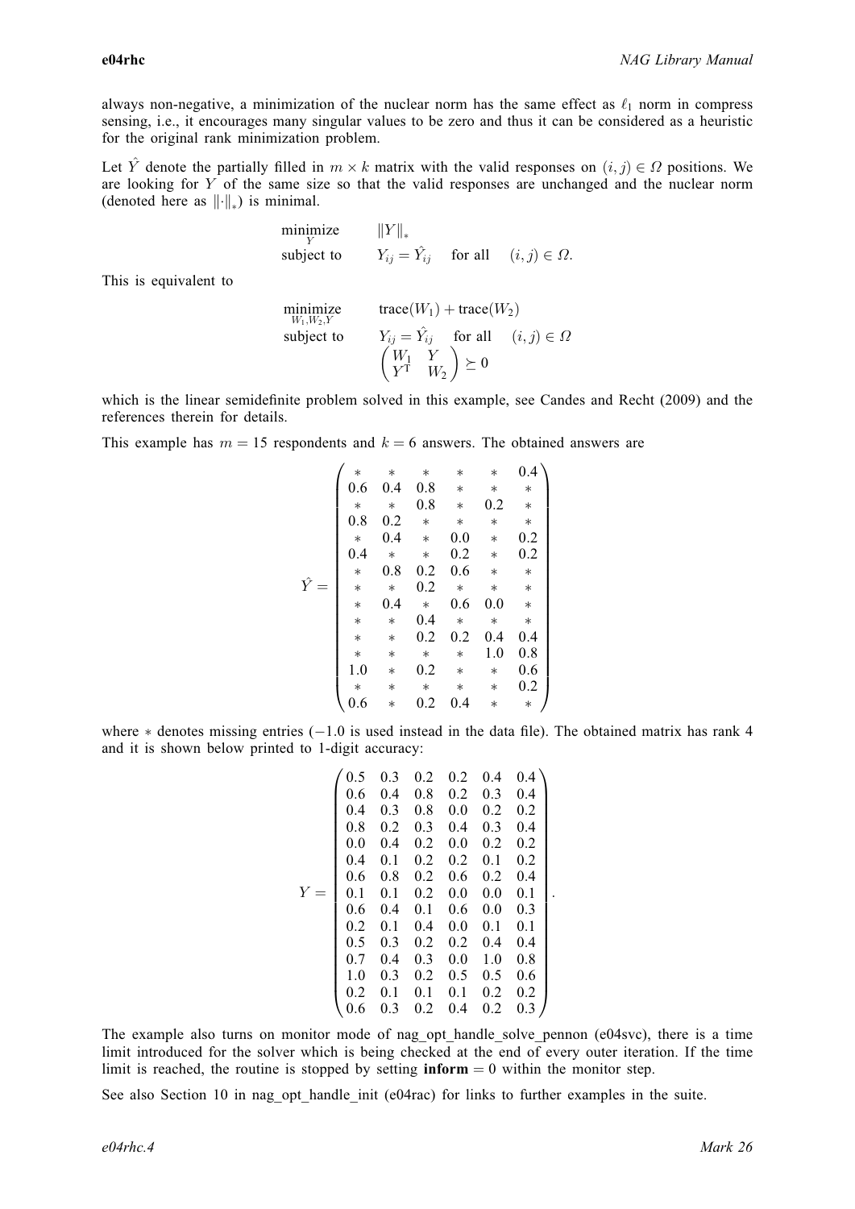always non-negative, a minimization of the nuclear norm has the same effect as $\ell_1$ norm in compress sensing, i.e., it encourages many singular values to be zero and thus it can be considered as a heuristic for the original rank minimization problem.

Let $\hat{Y}$ denote the partially filled in $m \times k$ matrix with the valid responses on $(i,j) \in \Omega$ positions. We are looking for $Y$ of the same size so that the valid responses are unchanged and the nuclear norm (denoted here as $\|\cdot\|_*$) is minimal.

$$\begin{array}{ll} \underset{Y}{\text{minimize}} & \|Y\|_* \\ \text{subject to} & Y_{ij} = \hat{Y}_{ij} \quad \text{for all} \quad (i,j) \in \Omega. \end{array}$$

This is equivalent to

$$\begin{array}{ll} \underset{W_1,W_2,Y}{\text{minimize}} & \text{trace}(W_1) + \text{trace}(W_2) \\ \text{subject to} & Y_{ij} = \hat{Y}_{ij} \quad \text{for all} \quad (i,j) \in \Omega \\ & \begin{pmatrix} W_1 & Y \\ Y^{\mathrm{T}} & W_2 \end{pmatrix} \succeq 0 \end{array}$$

which is the linear semidefinite problem solved in this example, see Candes and Recht (2009) and the references therein for details.

This example has $m = 15$ respondents and $k = 6$ answers. The obtained answers are

$$\hat{Y} = \begin{pmatrix} * & * & * & * & * & 0.4 \\ 0.6 & 0.4 & 0.8 & * & * & * \\ * & * & 0.8 & * & 0.2 & * \\ 0.8 & 0.2 & * & * & * & * \\ * & 0.4 & * & 0.0 & * & 0.2 \\ 0.4 & * & * & 0.2 & * & 0.2 \\ * & 0.8 & 0.2 & 0.6 & * & * \\ * & * & 0.2 & * & * & * \\ * & 0.4 & * & 0.6 & 0.0 & * \\ * & * & 0.4 & * & * & * \\ * & * & 0.2 & 0.2 & 0.4 & 0.4 \\ * & * & * & * & 1.0 & 0.8 \\ 1.0 & * & 0.2 & * & * & 0.6 \\ * & * & * & * & * & 0.2 \\ 0.6 & * & 0.2 & 0.4 & * & * \end{pmatrix}$$

where $*$ denotes missing entries ($-1.0$ is used instead in the data file). The obtained matrix has rank 4 and it is shown below printed to 1-digit accuracy:

$$Y = \begin{pmatrix} 0.5 & 0.3 & 0.2 & 0.2 & 0.4 & 0.4 \\ 0.6 & 0.4 & 0.8 & 0.2 & 0.3 & 0.4 \\ 0.4 & 0.3 & 0.8 & 0.0 & 0.2 & 0.2 \\ 0.8 & 0.2 & 0.3 & 0.4 & 0.3 & 0.4 \\ 0.0 & 0.4 & 0.2 & 0.0 & 0.2 & 0.2 \\ 0.4 & 0.1 & 0.2 & 0.2 & 0.1 & 0.2 \\ 0.6 & 0.8 & 0.2 & 0.6 & 0.2 & 0.4 \\ 0.1 & 0.1 & 0.2 & 0.0 & 0.0 & 0.1 \\ 0.6 & 0.4 & 0.1 & 0.6 & 0.0 & 0.3 \\ 0.2 & 0.1 & 0.4 & 0.0 & 0.1 & 0.1 \\ 0.5 & 0.3 & 0.2 & 0.2 & 0.4 & 0.4 \\ 0.7 & 0.4 & 0.3 & 0.0 & 1.0 & 0.8 \\ 1.0 & 0.3 & 0.2 & 0.5 & 0.5 & 0.6 \\ 0.2 & 0.1 & 0.1 & 0.1 & 0.2 & 0.2 \\ 0.6 & 0.3 & 0.2 & 0.4 & 0.2 & 0.3 \end{pmatrix}.$$

The example also turns on monitor mode of nag_opt_handle_solve_pennon (e04svc), there is a time limit introduced for the solver which is being checked at the end of every outer iteration. If the time limit is reached, the routine is stopped by setting **inform** $= 0$ within the monitor step.

See also Section 10 in nag_opt_handle_init (e04rac) for links to further examples in the suite.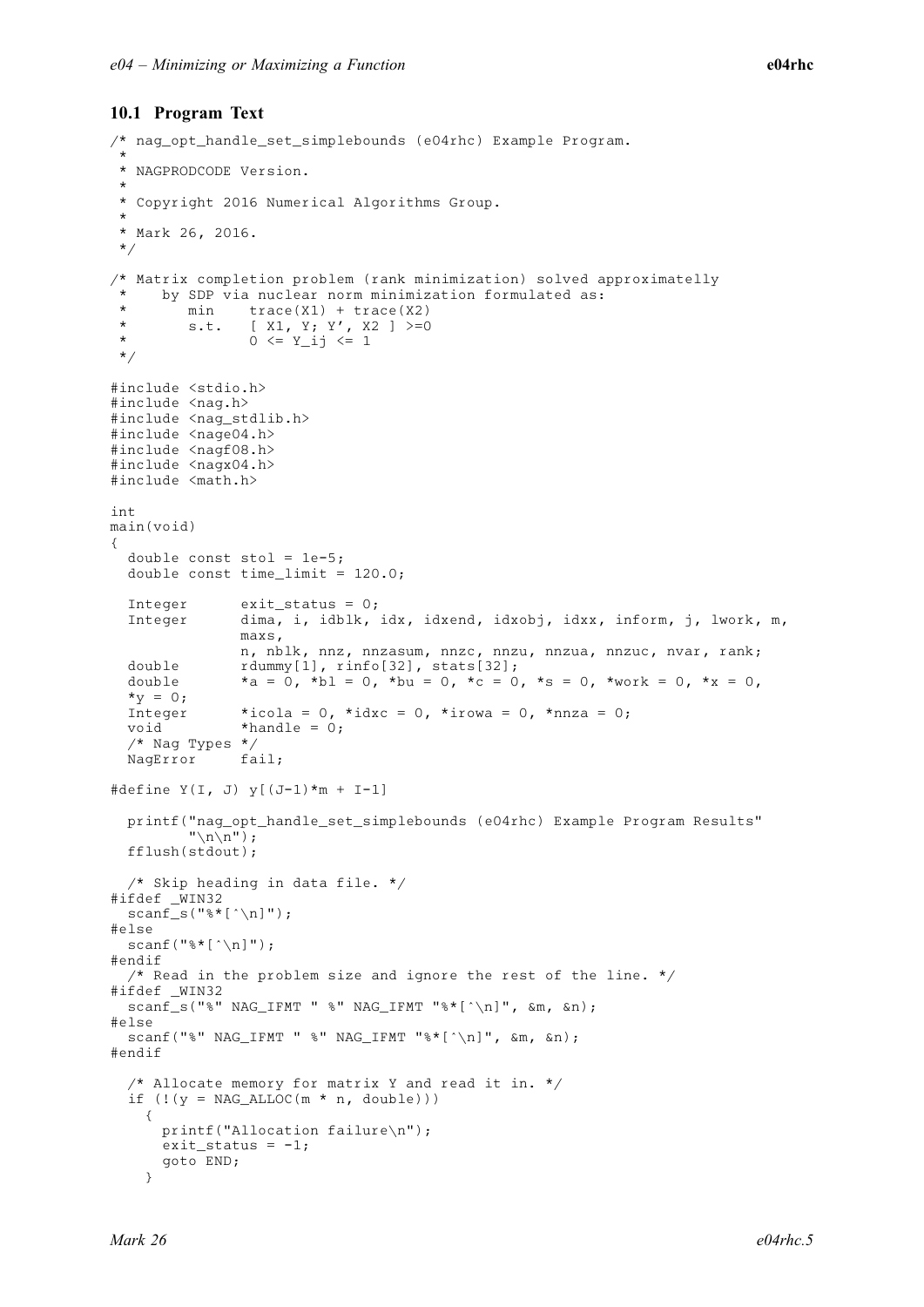### 10.1 Program Text

```
/* nag_opt_handle_set_simplebounds (e04rhc) Example Program.
 *
 * NAGPRODCODE Version.
 *
 * Copyright 2016 Numerical Algorithms Group.
 *
 * Mark 26, 2016.
 */

/* Matrix completion problem (rank minimization) solved approximatelly
 *    by SDP via nuclear norm minimization formulated as:
 *       min    trace(X1) + trace(X2)
 *       s.t.   [ X1, Y; Y', X2 ] >=0
 *              0 <= Y_ij <= 1
 */

#include <stdio.h>
#include <nag.h>
#include <nag_stdlib.h>
#include <nage04.h>
#include <nagf08.h>
#include <nagx04.h>
#include <math.h>

int
main(void)
{
  double const stol = 1e-5;
  double const time_limit = 120.0;

  Integer       exit_status = 0;
  Integer       dima, i, idblk, idx, idxend, idxobj, idxx, inform, j, lwork, m,
                maxs,
                n, nblk, nnz, nnzasum, nnzc, nnzu, nnzua, nnzuc, nvar, rank;
  double        rdummy[1], rinfo[32], stats[32];
  double        *a = 0, *bl = 0, *bu = 0, *c = 0, *s = 0, *work = 0, *x = 0,
  *y = 0;
  Integer       *icola = 0, *idxc = 0, *irowa = 0, *nnza = 0;
  void          *handle = 0;
  /* Nag Types */
  NagError      fail;

#define Y(I, J) y[(J-1)*m + I-1]

  printf("nag_opt_handle_set_simplebounds (e04rhc) Example Program Results"
         "\n\n");
  fflush(stdout);

  /* Skip heading in data file. */
#ifdef _WIN32
  scanf_s("%*[^\n]");
#else
  scanf("%*[^\n]");
#endif
  /* Read in the problem size and ignore the rest of the line. */
#ifdef _WIN32
  scanf_s("%" NAG_IFMT " %" NAG_IFMT "%*[^\n]", &m, &n);
#else
  scanf("%" NAG_IFMT " %" NAG_IFMT "%*[^\n]", &m, &n);
#endif

  /* Allocate memory for matrix Y and read it in. */
  if (!(y = NAG_ALLOC(m * n, double)))
    {
      printf("Allocation failure\n");
      exit_status = -1;
      goto END;
    }
```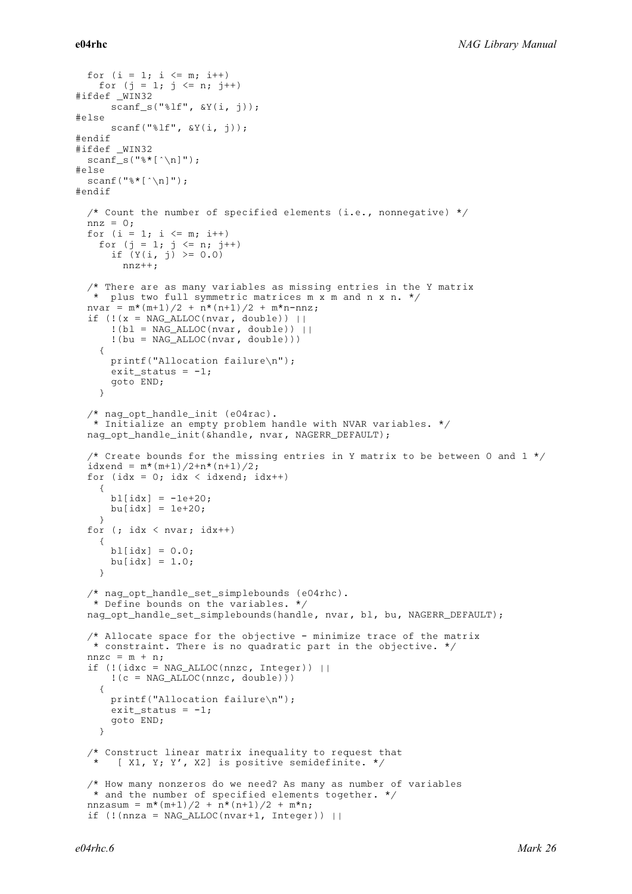```
  for (i = 1; i <= m; i++)
    for (j = 1; j <= n; j++)
#ifdef _WIN32
      scanf_s("%lf", &Y(i, j));
#else
      scanf("%lf", &Y(i, j));
#endif
#ifdef _WIN32
  scanf_s("%*[^\n]");
#else
  scanf("%*[^\n]");
#endif

  /* Count the number of specified elements (i.e., nonnegative) */
  nnz = 0;
  for (i = 1; i <= m; i++)
    for (j = 1; j <= n; j++)
      if (Y(i, j) >= 0.0)
        nnz++;

  /* There are as many variables as missing entries in the Y matrix
   *  plus two full symmetric matrices m x m and n x n. */
  nvar = m*(m+1)/2 + n*(n+1)/2 + m*n-nnz;
  if (!(x = NAG_ALLOC(nvar, double)) ||
      !(bl = NAG_ALLOC(nvar, double)) ||
      !(bu = NAG_ALLOC(nvar, double)))
    {
      printf("Allocation failure\n");
      exit_status = -1;
      goto END;
    }

  /* nag_opt_handle_init (e04rac).
   * Initialize an empty problem handle with NVAR variables. */
  nag_opt_handle_init(&handle, nvar, NAGERR_DEFAULT);

  /* Create bounds for the missing entries in Y matrix to be between 0 and 1 */
  idxend = m*(m+1)/2+n*(n+1)/2;
  for (idx = 0; idx < idxend; idx++)
    {
      bl[idx] = -1e+20;
      bu[idx] = 1e+20;
    }
  for (; idx < nvar; idx++)
    {
      bl[idx] = 0.0;
      bu[idx] = 1.0;
    }

  /* nag_opt_handle_set_simplebounds (e04rhc).
   * Define bounds on the variables. */
  nag_opt_handle_set_simplebounds(handle, nvar, bl, bu, NAGERR_DEFAULT);

  /* Allocate space for the objective - minimize trace of the matrix
   * constraint. There is no quadratic part in the objective. */
  nnzc = m + n;
  if (!(idxc = NAG_ALLOC(nnzc, Integer)) ||
      !(c = NAG_ALLOC(nnzc, double)))
    {
      printf("Allocation failure\n");
      exit_status = -1;
      goto END;
    }

  /* Construct linear matrix inequality to request that
   *   [ X1, Y; Y', X2] is positive semidefinite. */

  /* How many nonzeros do we need? As many as number of variables
   * and the number of specified elements together. */
  nnzasum = m*(m+1)/2 + n*(n+1)/2 + m*n;
  if (!(nnza = NAG_ALLOC(nvar+1, Integer)) ||
```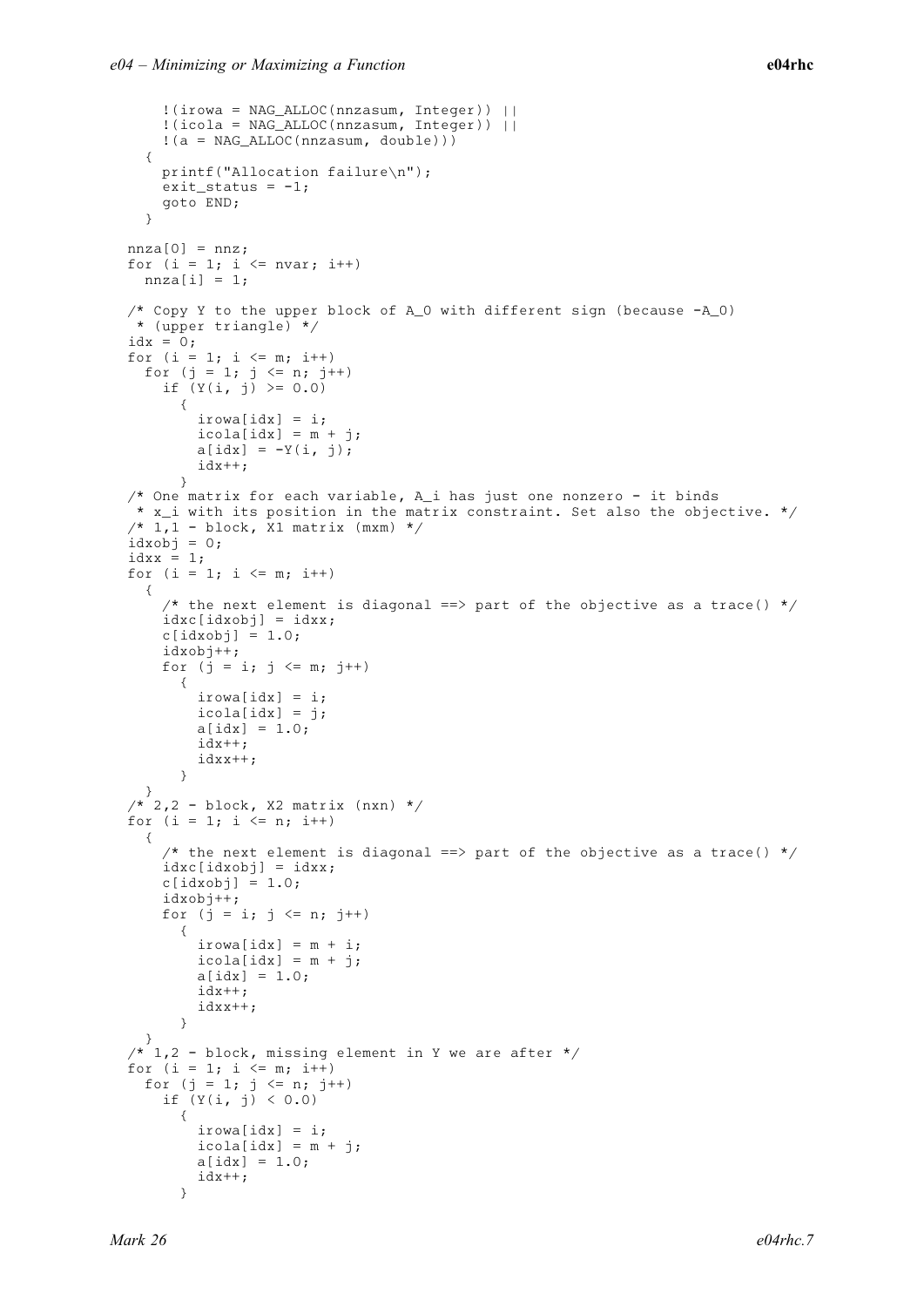```
      !(irowa = NAG_ALLOC(nnzasum, Integer)) ||
      !(icola = NAG_ALLOC(nnzasum, Integer)) ||
      !(a = NAG_ALLOC(nnzasum, double)))
    {
      printf("Allocation failure\n");
      exit_status = -1;
      goto END;
    }

  nnza[0] = nnz;
  for (i = 1; i <= nvar; i++)
    nnza[i] = 1;

  /* Copy Y to the upper block of A_0 with different sign (because -A_0)
   * (upper triangle) */
  idx = 0;
  for (i = 1; i <= m; i++)
    for (j = 1; j <= n; j++)
      if (Y(i, j) >= 0.0)
        {
          irowa[idx] = i;
          icola[idx] = m + j;
          a[idx] = -Y(i, j);
          idx++;
        }
  /* One matrix for each variable, A_i has just one nonzero - it binds
   * x_i with its position in the matrix constraint. Set also the objective. */
  /* 1,1 - block, X1 matrix (mxm) */
  idxobj = 0;
  idxx = 1;
  for (i = 1; i <= m; i++)
    {
      /* the next element is diagonal ==> part of the objective as a trace() */
      idxc[idxobj] = idxx;
      c[idxobj] = 1.0;
      idxobj++;
      for (j = i; j <= m; j++)
        {
          irowa[idx] = i;
          icola[idx] = j;
          a[idx] = 1.0;
          idx++;
          idxx++;
        }
    }
  /* 2,2 - block, X2 matrix (nxn) */
  for (i = 1; i <= n; i++)
    {
      /* the next element is diagonal ==> part of the objective as a trace() */
      idxc[idxobj] = idxx;
      c[idxobj] = 1.0;
      idxobj++;
      for (j = i; j <= n; j++)
        {
          irowa[idx] = m + i;
          icola[idx] = m + j;
          a[idx] = 1.0;
          idx++;
          idxx++;
        }
    }
  /* 1,2 - block, missing element in Y we are after */
  for (i = 1; i <= m; i++)
    for (j = 1; j <= n; j++)
      if (Y(i, j) < 0.0)
        {
          irowa[idx] = i;
          icola[idx] = m + j;
          a[idx] = 1.0;
          idx++;
        }
```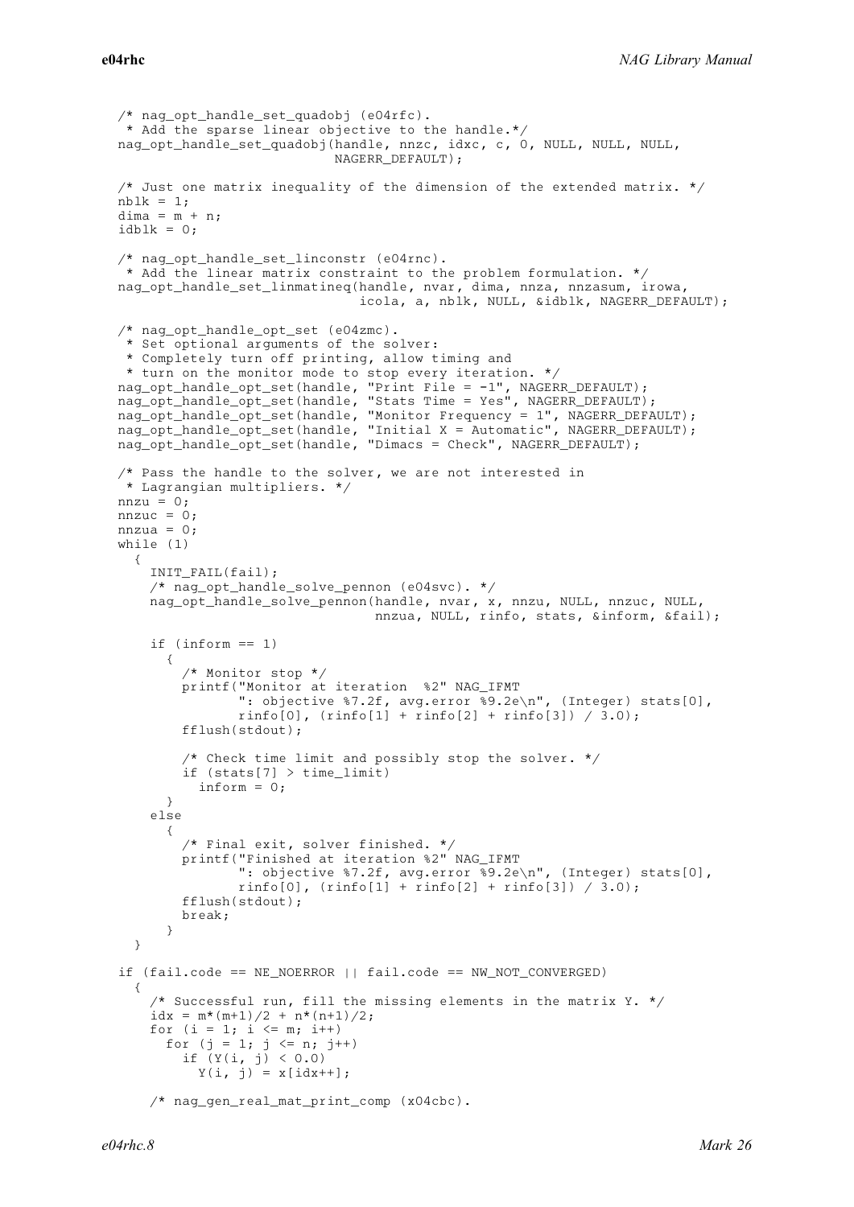```
/* nag_opt_handle_set_quadobj (e04rfc).
 * Add the sparse linear objective to the handle.*/
nag_opt_handle_set_quadobj(handle, nnzc, idxc, c, 0, NULL, NULL, NULL,
                           NAGERR_DEFAULT);

/* Just one matrix inequality of the dimension of the extended matrix. */
nblk = 1;
dima = m + n;
idblk = 0;

/* nag_opt_handle_set_linconstr (e04rnc).
 * Add the linear matrix constraint to the problem formulation. */
nag_opt_handle_set_linmatineq(handle, nvar, dima, nnza, nnzasum, irowa,
                              icola, a, nblk, NULL, &idblk, NAGERR_DEFAULT);

/* nag_opt_handle_opt_set (e04zmc).
 * Set optional arguments of the solver:
 * Completely turn off printing, allow timing and
 * turn on the monitor mode to stop every iteration. */
nag_opt_handle_opt_set(handle, "Print File = -1", NAGERR_DEFAULT);
nag_opt_handle_opt_set(handle, "Stats Time = Yes", NAGERR_DEFAULT);
nag_opt_handle_opt_set(handle, "Monitor Frequency = 1", NAGERR_DEFAULT);
nag_opt_handle_opt_set(handle, "Initial X = Automatic", NAGERR_DEFAULT);
nag_opt_handle_opt_set(handle, "Dimacs = Check", NAGERR_DEFAULT);

/* Pass the handle to the solver, we are not interested in
 * Lagrangian multipliers. */
nnzu = 0;
nnzuc = 0;
nnzua = 0;
while (1)
  {
    INIT_FAIL(fail);
    /* nag_opt_handle_solve_pennon (e04svc). */
    nag_opt_handle_solve_pennon(handle, nvar, x, nnzu, NULL, nnzuc, NULL,
                                nnzua, NULL, rinfo, stats, &inform, &fail);

    if (inform == 1)
      {
        /* Monitor stop */
        printf("Monitor at iteration  %2" NAG_IFMT
               ": objective %7.2f, avg.error %9.2e\n", (Integer) stats[0],
               rinfo[0], (rinfo[1] + rinfo[2] + rinfo[3]) / 3.0);
        fflush(stdout);

        /* Check time limit and possibly stop the solver. */
        if (stats[7] > time_limit)
          inform = 0;
      }
    else
      {
        /* Final exit, solver finished. */
        printf("Finished at iteration %2" NAG_IFMT
               ": objective %7.2f, avg.error %9.2e\n", (Integer) stats[0],
               rinfo[0], (rinfo[1] + rinfo[2] + rinfo[3]) / 3.0);
        fflush(stdout);
        break;
      }
  }

if (fail.code == NE_NOERROR || fail.code == NW_NOT_CONVERGED)
  {
    /* Successful run, fill the missing elements in the matrix Y. */
    idx = m*(m+1)/2 + n*(n+1)/2;
    for (i = 1; i <= m; i++)
      for (j = 1; j <= n; j++)
        if (Y(i, j) < 0.0)
          Y(i, j) = x[idx++];

    /* nag_gen_real_mat_print_comp (x04cbc).
```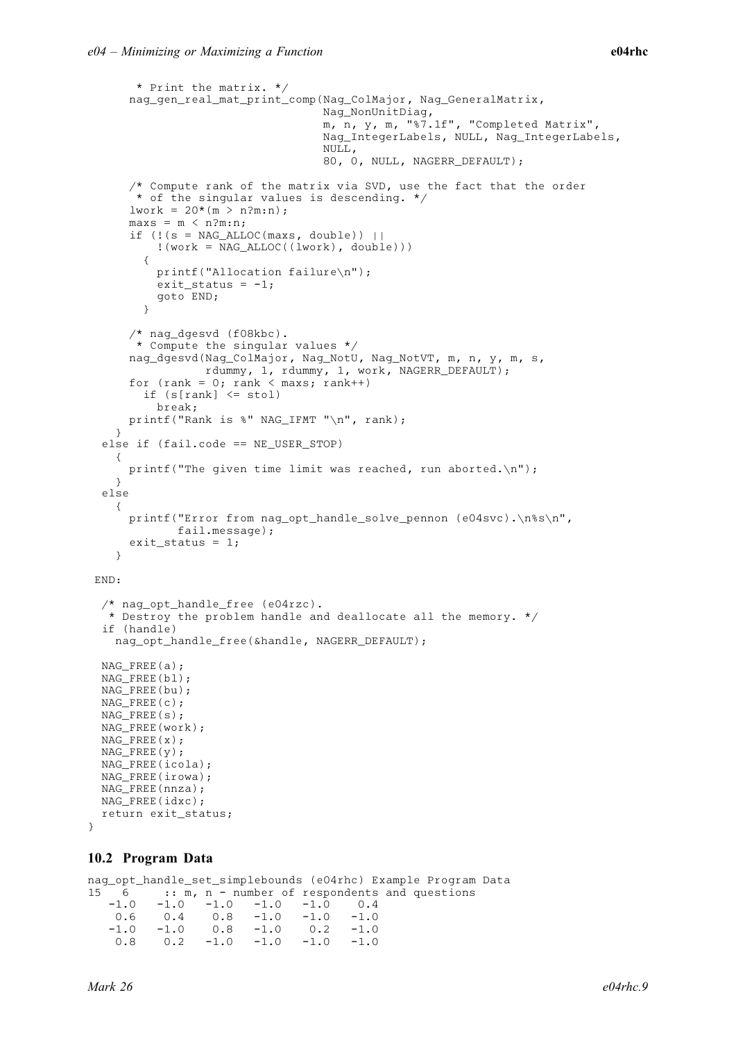```
       * Print the matrix. */
      nag_gen_real_mat_print_comp(Nag_ColMajor, Nag_GeneralMatrix,
                                  Nag_NonUnitDiag,
                                  m, n, y, m, "%7.1f", "Completed Matrix",
                                  Nag_IntegerLabels, NULL, Nag_IntegerLabels,
                                  NULL,
                                  80, 0, NULL, NAGERR_DEFAULT);

      /* Compute rank of the matrix via SVD, use the fact that the order
       * of the singular values is descending. */
      lwork = 20*(m > n?m:n);
      maxs = m < n?m:n;
      if (!(s = NAG_ALLOC(maxs, double)) ||
          !(work = NAG_ALLOC((lwork), double)))
        {
          printf("Allocation failure\n");
          exit_status = -1;
          goto END;
        }

      /* nag_dgesvd (f08kbc).
       * Compute the singular values */
      nag_dgesvd(Nag_ColMajor, Nag_NotU, Nag_NotVT, m, n, y, m, s,
                 rdummy, 1, rdummy, 1, work, NAGERR_DEFAULT);
      for (rank = 0; rank < maxs; rank++)
        if (s[rank] <= stol)
          break;
      printf("Rank is %" NAG_IFMT "\n", rank);
    }
  else if (fail.code == NE_USER_STOP)
    {
      printf("The given time limit was reached, run aborted.\n");
    }
  else
    {
      printf("Error from nag_opt_handle_solve_pennon (e04svc).\n%s\n",
             fail.message);
      exit_status = 1;
    }

 END:

  /* nag_opt_handle_free (e04rzc).
   * Destroy the problem handle and deallocate all the memory. */
  if (handle)
    nag_opt_handle_free(&handle, NAGERR_DEFAULT);

  NAG_FREE(a);
  NAG_FREE(bl);
  NAG_FREE(bu);
  NAG_FREE(c);
  NAG_FREE(s);
  NAG_FREE(work);
  NAG_FREE(x);
  NAG_FREE(y);
  NAG_FREE(icola);
  NAG_FREE(irowa);
  NAG_FREE(nnza);
  NAG_FREE(idxc);
  return exit_status;
}
```

## 10.2 Program Data

```
nag_opt_handle_set_simplebounds (e04rhc) Example Program Data
15   6     :: m, n - number of respondents and questions
   -1.0   -1.0   -1.0   -1.0   -1.0    0.4
    0.6    0.4    0.8   -1.0   -1.0   -1.0
   -1.0   -1.0    0.8   -1.0    0.2   -1.0
    0.8    0.2   -1.0   -1.0   -1.0   -1.0
```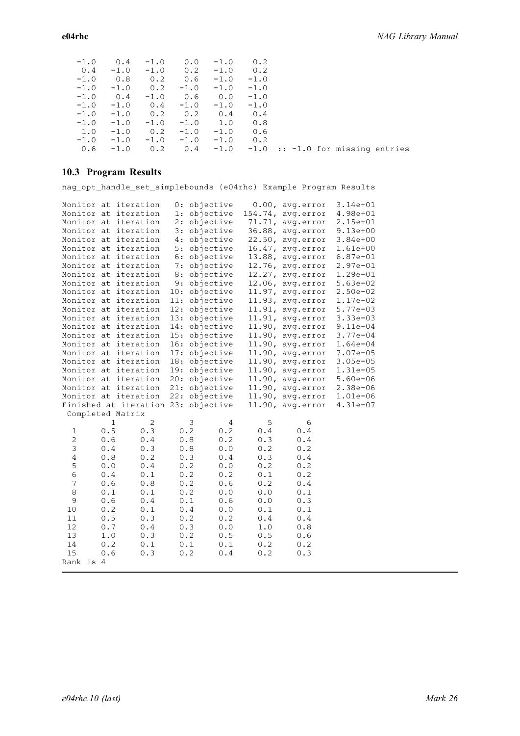```
 -1.0    0.4   -1.0    0.0   -1.0    0.2
  0.4   -1.0   -1.0    0.2   -1.0    0.2
 -1.0    0.8    0.2    0.6   -1.0   -1.0
 -1.0   -1.0    0.2   -1.0   -1.0   -1.0
 -1.0    0.4   -1.0    0.6    0.0   -1.0
 -1.0   -1.0    0.4   -1.0   -1.0   -1.0
 -1.0   -1.0    0.2    0.2    0.4    0.4
 -1.0   -1.0   -1.0   -1.0    1.0    0.8
  1.0   -1.0    0.2   -1.0   -1.0    0.6
 -1.0   -1.0   -1.0   -1.0   -1.0    0.2
  0.6   -1.0    0.2    0.4   -1.0   -1.0  :: -1.0 for missing entries
```

### 10.3 Program Results

```
nag_opt_handle_set_simplebounds (e04rhc) Example Program Results

Monitor at iteration   0: objective    0.00, avg.error  3.14e+01
Monitor at iteration   1: objective  154.74, avg.error  4.98e+01
Monitor at iteration   2: objective   71.71, avg.error  2.15e+01
Monitor at iteration   3: objective   36.88, avg.error  9.13e+00
Monitor at iteration   4: objective   22.50, avg.error  3.84e+00
Monitor at iteration   5: objective   16.47, avg.error  1.61e+00
Monitor at iteration   6: objective   13.88, avg.error  6.87e-01
Monitor at iteration   7: objective   12.76, avg.error  2.97e-01
Monitor at iteration   8: objective   12.27, avg.error  1.29e-01
Monitor at iteration   9: objective   12.06, avg.error  5.63e-02
Monitor at iteration  10: objective   11.97, avg.error  2.50e-02
Monitor at iteration  11: objective   11.93, avg.error  1.17e-02
Monitor at iteration  12: objective   11.91, avg.error  5.77e-03
Monitor at iteration  13: objective   11.91, avg.error  3.33e-03
Monitor at iteration  14: objective   11.90, avg.error  9.11e-04
Monitor at iteration  15: objective   11.90, avg.error  3.77e-04
Monitor at iteration  16: objective   11.90, avg.error  1.64e-04
Monitor at iteration  17: objective   11.90, avg.error  7.07e-05
Monitor at iteration  18: objective   11.90, avg.error  3.05e-05
Monitor at iteration  19: objective   11.90, avg.error  1.31e-05
Monitor at iteration  20: objective   11.90, avg.error  5.60e-06
Monitor at iteration  21: objective   11.90, avg.error  2.38e-06
Monitor at iteration  22: objective   11.90, avg.error  1.01e-06
Finished at iteration 23: objective   11.90, avg.error  4.31e-07
 Completed Matrix
          1        2        3        4        5        6
  1      0.5      0.3      0.2      0.2      0.4      0.4
  2      0.6      0.4      0.8      0.2      0.3      0.4
  3      0.4      0.3      0.8      0.0      0.2      0.2
  4      0.8      0.2      0.3      0.4      0.3      0.4
  5      0.0      0.4      0.2      0.0      0.2      0.2
  6      0.4      0.1      0.2      0.2      0.1      0.2
  7      0.6      0.8      0.2      0.6      0.2      0.4
  8      0.1      0.1      0.2      0.0      0.0      0.1
  9      0.6      0.4      0.1      0.6      0.0      0.3
 10      0.2      0.1      0.4      0.0      0.1      0.1
 11      0.5      0.3      0.2      0.2      0.4      0.4
 12      0.7      0.4      0.3      0.0      1.0      0.8
 13      1.0      0.3      0.2      0.5      0.5      0.6
 14      0.2      0.1      0.1      0.1      0.2      0.2
 15      0.6      0.3      0.2      0.4      0.2      0.3
Rank is 4
```